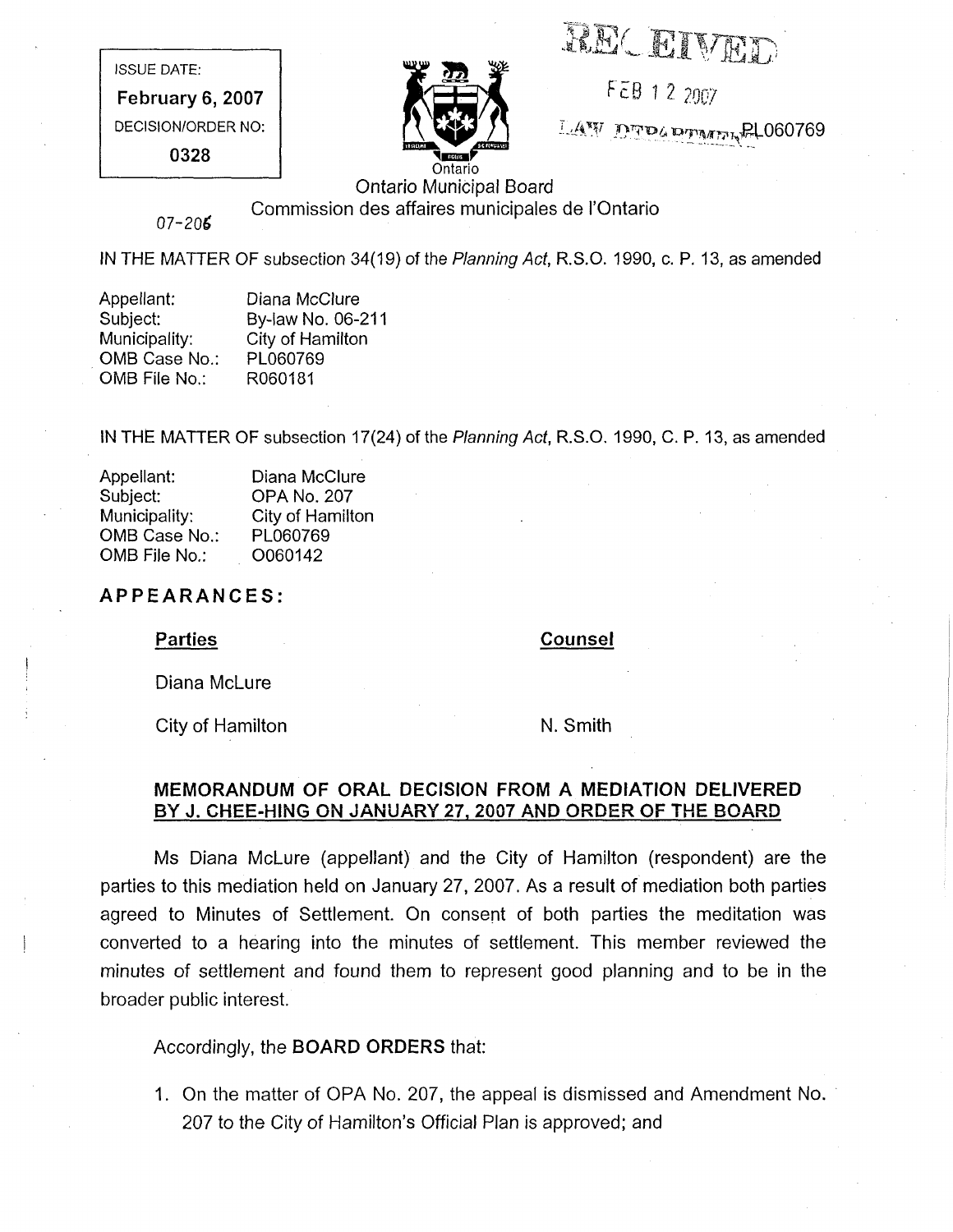ISSUE DATE:

**February 6, 2007**

DECISION/ORDER NO:

**0328**

RECEIVED

FEB 1 2 2007

LAW DEPARTMENT PL060769

Ontario

Ontario Municipal Board

Commission des affaires municipales de l'Ontario

07-206

IN THE MATTER OF subsection 34(19) of the *Planning Act*, R.S.O. 1990, c. P. 13, as amended

| | |
|---|---|
| Appellant: | Diana McClure |
| Subject: | By-law No. 06-211 |
| Municipality: | City of Hamilton |
| OMB Case No.: | PL060769 |
| OMB File No.: | R060181 |

IN THE MATTER OF subsection 17(24) of the *Planning Act*, R.S.O. 1990, C. P. 13, as amended

| | |
|---|---|
| Appellant: | Diana McClure |
| Subject: | OPA No. 207 |
| Municipality: | City of Hamilton |
| OMB Case No.: | PL060769 |
| OMB File No.: | O060142 |

**APPEARANCES:**

| **Parties** | **Counsel** |
|---|---|
| Diana McLure | |
| City of Hamilton | N. Smith |

**MEMORANDUM OF ORAL DECISION FROM A MEDIATION DELIVERED BY J. CHEE-HING ON JANUARY 27, 2007 AND ORDER OF THE BOARD**

Ms Diana McLure (appellant) and the City of Hamilton (respondent) are the parties to this mediation held on January 27, 2007. As a result of mediation both parties agreed to Minutes of Settlement. On consent of both parties the meditation was converted to a hearing into the minutes of settlement. This member reviewed the minutes of settlement and found them to represent good planning and to be in the broader public interest.

Accordingly, the **BOARD ORDERS** that:

1. On the matter of OPA No. 207, the appeal is dismissed and Amendment No. 207 to the City of Hamilton's Official Plan is approved; and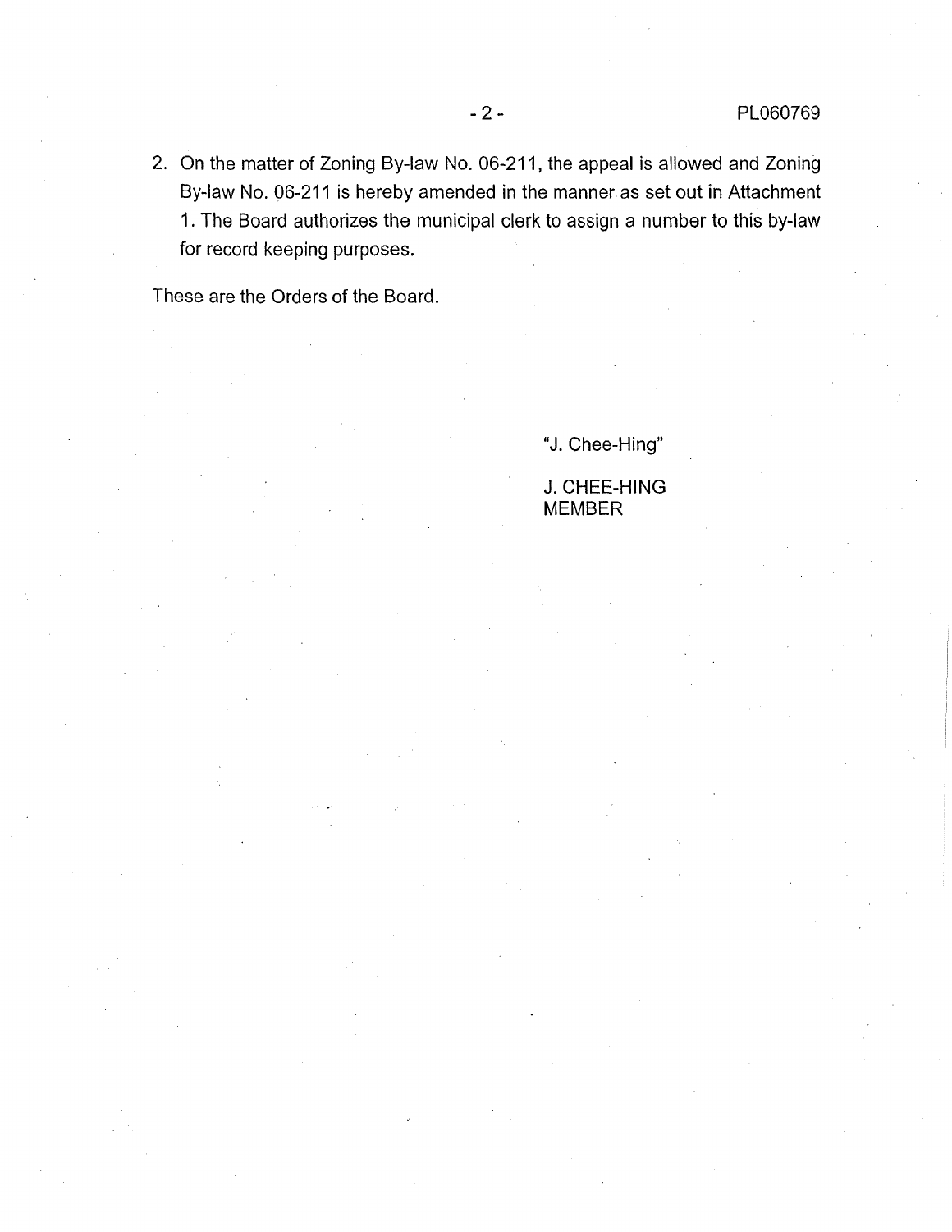2. On the matter of Zoning By-law No. 06-211, the appeal is allowed and Zoning By-law No. 06-211 is hereby amended in the manner as set out in Attachment 1. The Board authorizes the municipal clerk to assign a number to this by-law for record keeping purposes.

These are the Orders of the Board.

"J. Chee-Hing"

J. CHEE-HING
MEMBER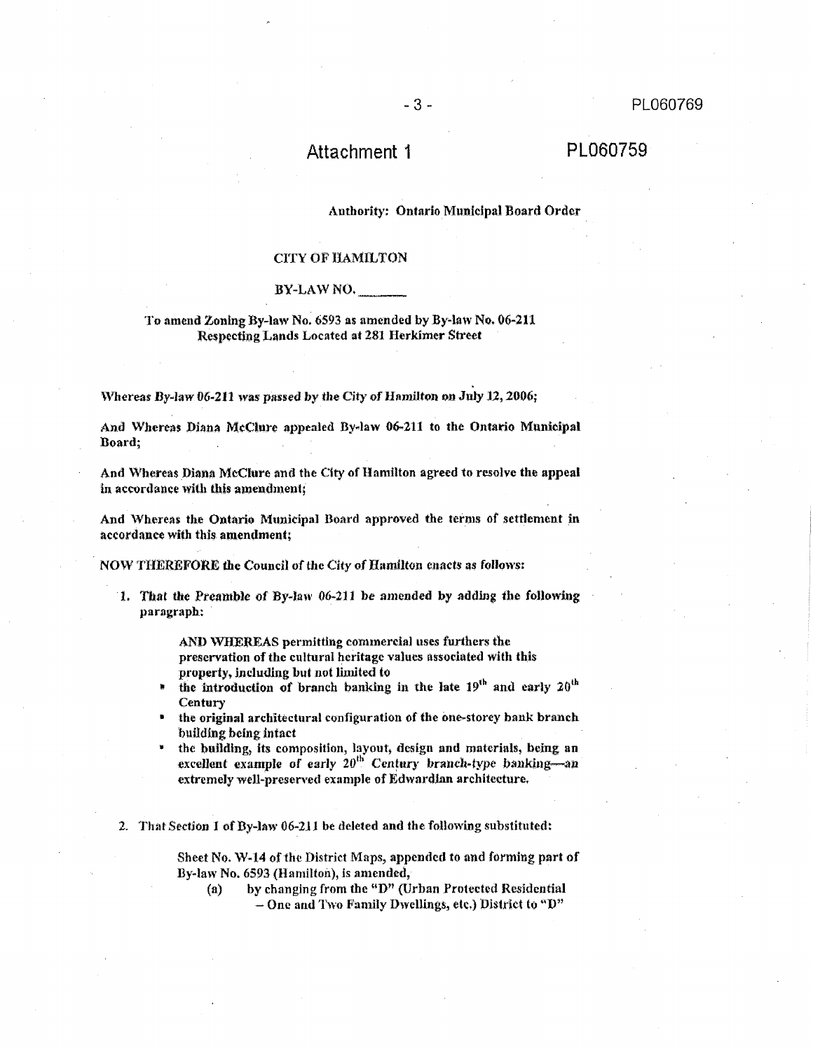# Attachment 1

PL060759

**Authority: Ontario Municipal Board Order**

**CITY OF HAMILTON**

**BY-LAW NO. \_\_\_\_\_\_\_**

**To amend Zoning By-law No. 6593 as amended by By-law No. 06-211 Respecting Lands Located at 281 Herkimer Street**

**Whereas By-law 06-211 was passed by the City of Hamilton on July 12, 2006;**

**And Whereas Diana McClure appealed By-law 06-211 to the Ontario Municipal Board;**

**And Whereas Diana McClure and the City of Hamilton agreed to resolve the appeal in accordance with this amendment;**

**And Whereas the Ontario Municipal Board approved the terms of settlement in accordance with this amendment;**

**NOW THEREFORE the Council of the City of Hamilton enacts as follows:**

1. **That the Preamble of By-law 06-211 be amended by adding the following paragraph:**

   **AND WHEREAS permitting commercial uses furthers the preservation of the cultural heritage values associated with this property, including but not limited to**
   - **the introduction of branch banking in the late 19th and early 20th Century**
   - **the original architectural configuration of the one-storey bank branch building being intact**
   - **the building, its composition, layout, design and materials, being an excellent example of early 20th Century branch-type banking—an extremely well-preserved example of Edwardian architecture.**

2. That Section 1 of By-law 06-211 be deleted and the following substituted:

   Sheet No. W-14 of the District Maps, appended to and forming part of By-law No. 6593 (Hamilton), is amended,

   (a) by changing from the "D" (Urban Protected Residential – One and Two Family Dwellings, etc.) District to "D"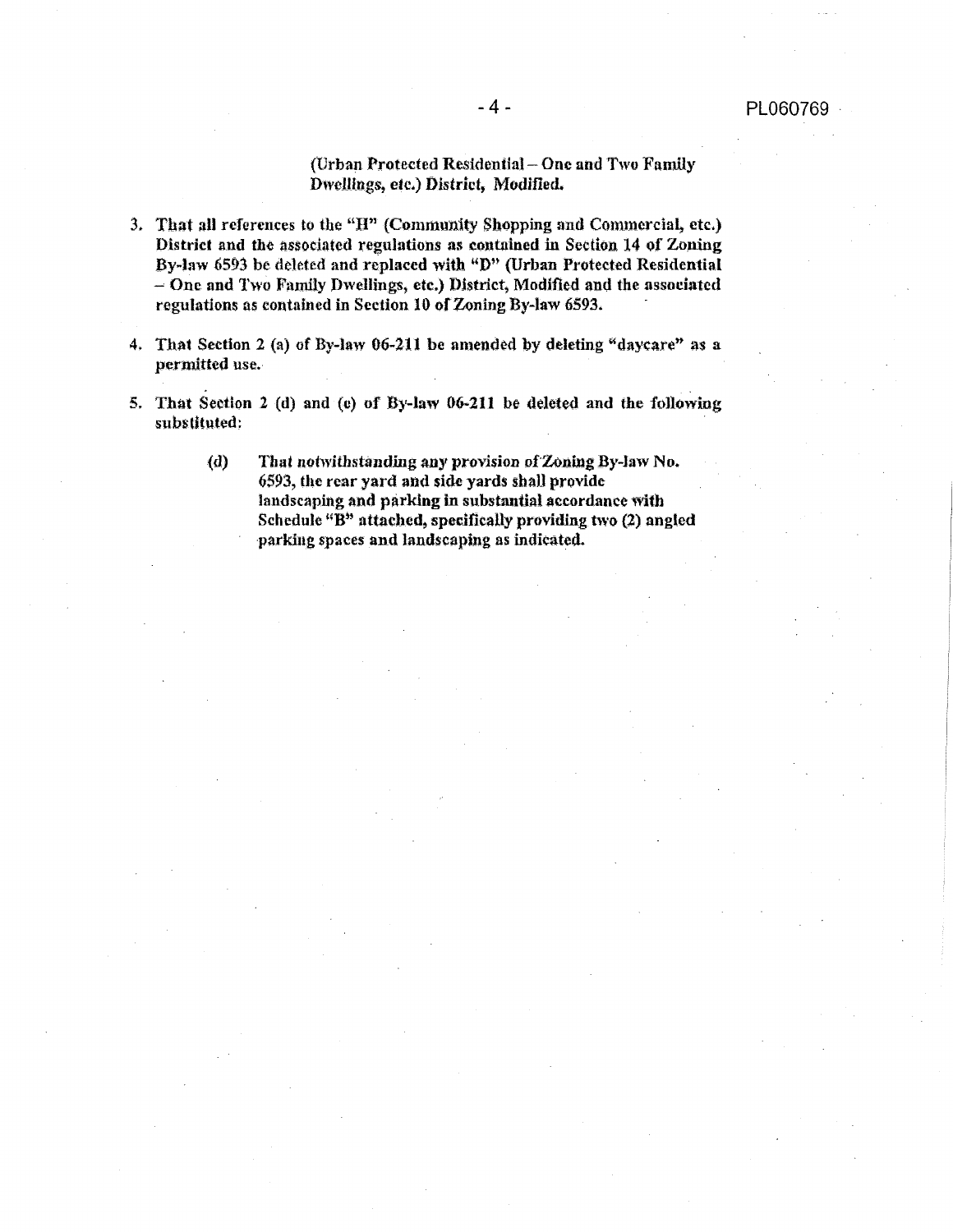**(Urban Protected Residential – One and Two Family Dwellings, etc.) District, Modified.**

3. **That all references to the "H" (Community Shopping and Commercial, etc.) District and the associated regulations as contained in Section 14 of Zoning By-law 6593 be deleted and replaced with "D" (Urban Protected Residential – One and Two Family Dwellings, etc.) District, Modified and the associated regulations as contained in Section 10 of Zoning By-law 6593.**

4. **That Section 2 (a) of By-law 06-211 be amended by deleting "daycare" as a permitted use.**

5. **That Section 2 (d) and (e) of By-law 06-211 be deleted and the following substituted:**

   **(d) That notwithstanding any provision of Zoning By-law No. 6593, the rear yard and side yards shall provide landscaping and parking in substantial accordance with Schedule "B" attached, specifically providing two (2) angled parking spaces and landscaping as indicated.**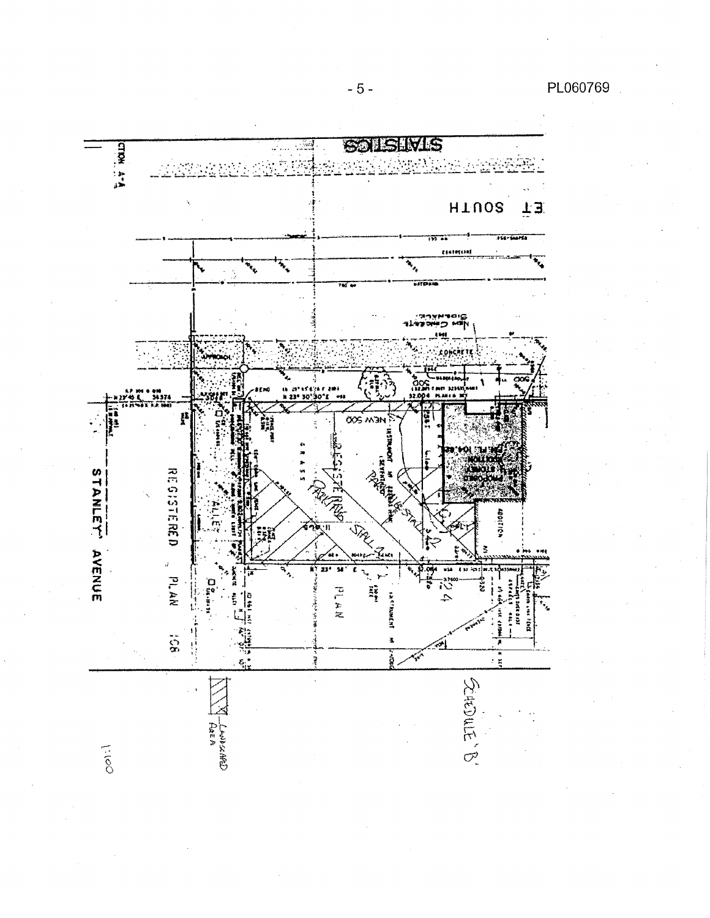STATISTICS

ET SOUTH

New Concrete Sidewalk

CONCRETE

APPROACH

REGISTERED PLAN

ALLEY

STANLEY AVENUE

REGISTERED PARKING STALL 1

REGISTERED PARKING STALL 2

NEW 500

GRASS

SOD

ADDITION

PLAN

INSTRUMENT

SCHEDULE 'B'

LANDSCAPED AREA

1:100